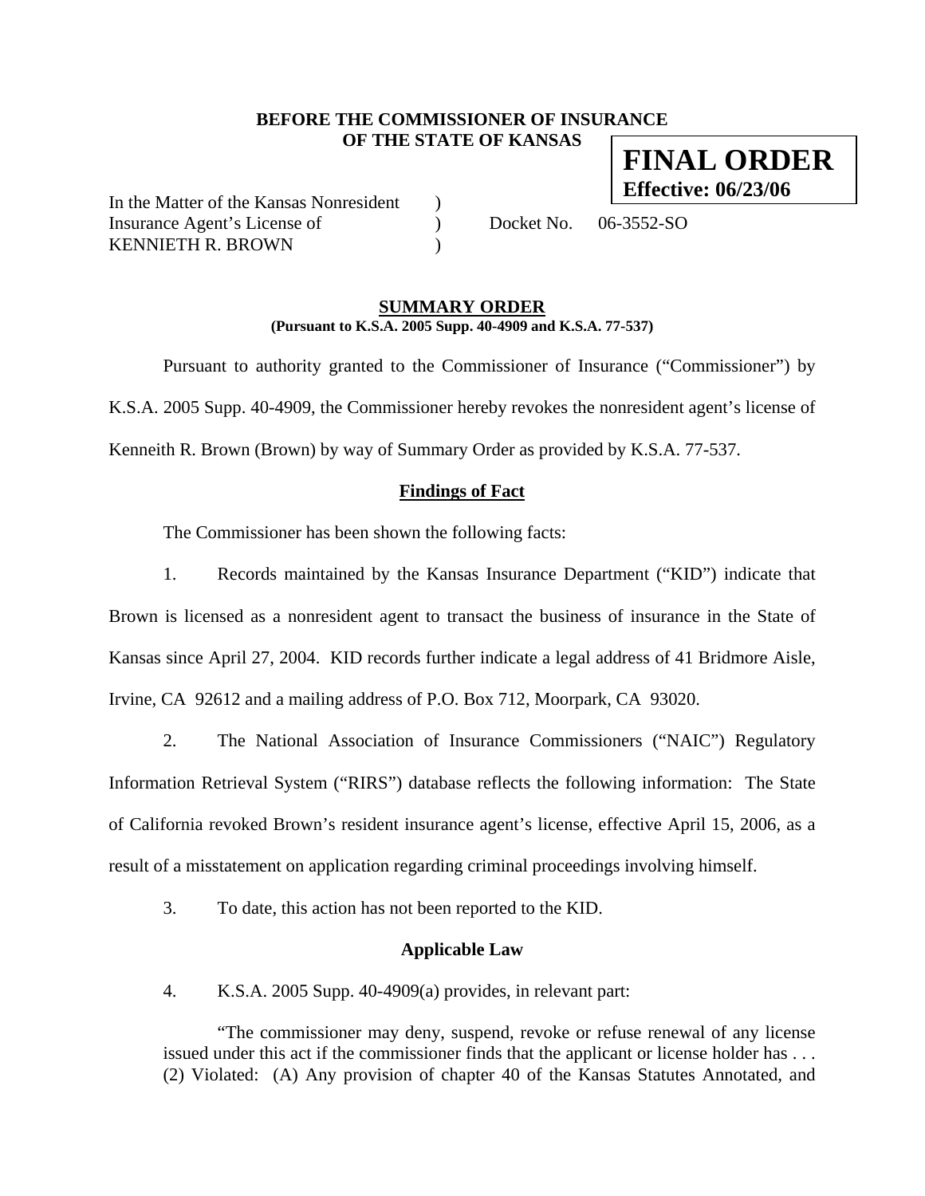**BEFORE THE COMMISSIONER OF INSURANCE**
**OF THE STATE OF KANSAS**

**FINAL ORDER**
**Effective: 06/23/06**

In the Matter of the Kansas Nonresident )
Insurance Agent's License of ) Docket No. 06-3552-SO
KENNIETH R. BROWN )

## SUMMARY ORDER

**(Pursuant to K.S.A. 2005 Supp. 40-4909 and K.S.A. 77-537)**

Pursuant to authority granted to the Commissioner of Insurance ("Commissioner") by K.S.A. 2005 Supp. 40-4909, the Commissioner hereby revokes the nonresident agent's license of Kenneith R. Brown (Brown) by way of Summary Order as provided by K.S.A. 77-537.

### Findings of Fact

The Commissioner has been shown the following facts:

1. Records maintained by the Kansas Insurance Department ("KID") indicate that Brown is licensed as a nonresident agent to transact the business of insurance in the State of Kansas since April 27, 2004. KID records further indicate a legal address of 41 Bridmore Aisle, Irvine, CA 92612 and a mailing address of P.O. Box 712, Moorpark, CA 93020.

2. The National Association of Insurance Commissioners ("NAIC") Regulatory Information Retrieval System ("RIRS") database reflects the following information: The State of California revoked Brown's resident insurance agent's license, effective April 15, 2006, as a result of a misstatement on application regarding criminal proceedings involving himself.

3. To date, this action has not been reported to the KID.

### Applicable Law

4. K.S.A. 2005 Supp. 40-4909(a) provides, in relevant part:

> "The commissioner may deny, suspend, revoke or refuse renewal of any license issued under this act if the commissioner finds that the applicant or license holder has . . . (2) Violated: (A) Any provision of chapter 40 of the Kansas Statutes Annotated, and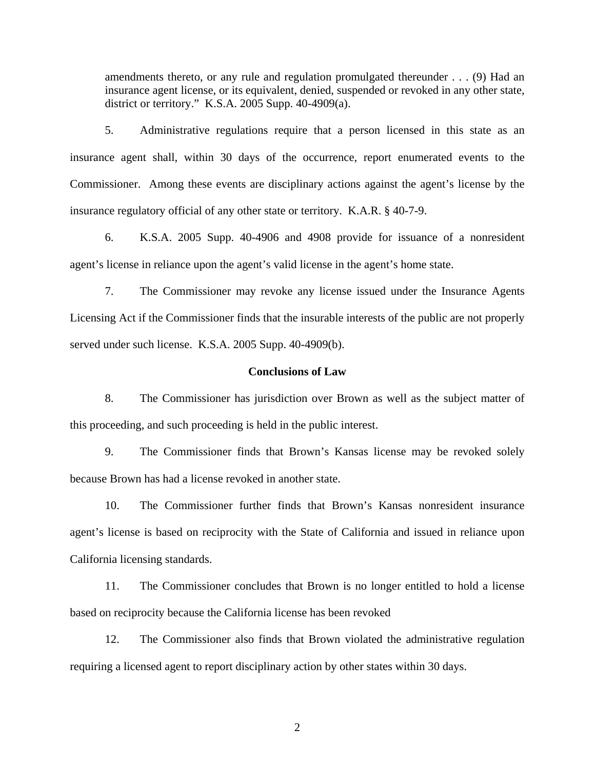amendments thereto, or any rule and regulation promulgated thereunder . . . (9) Had an insurance agent license, or its equivalent, denied, suspended or revoked in any other state, district or territory." K.S.A. 2005 Supp. 40-4909(a).

5. Administrative regulations require that a person licensed in this state as an insurance agent shall, within 30 days of the occurrence, report enumerated events to the Commissioner. Among these events are disciplinary actions against the agent's license by the insurance regulatory official of any other state or territory. K.A.R. § 40-7-9.

6. K.S.A. 2005 Supp. 40-4906 and 4908 provide for issuance of a nonresident agent's license in reliance upon the agent's valid license in the agent's home state.

7. The Commissioner may revoke any license issued under the Insurance Agents Licensing Act if the Commissioner finds that the insurable interests of the public are not properly served under such license. K.S.A. 2005 Supp. 40-4909(b).

**Conclusions of Law**

8. The Commissioner has jurisdiction over Brown as well as the subject matter of this proceeding, and such proceeding is held in the public interest.

9. The Commissioner finds that Brown's Kansas license may be revoked solely because Brown has had a license revoked in another state.

10. The Commissioner further finds that Brown's Kansas nonresident insurance agent's license is based on reciprocity with the State of California and issued in reliance upon California licensing standards.

11. The Commissioner concludes that Brown is no longer entitled to hold a license based on reciprocity because the California license has been revoked

12. The Commissioner also finds that Brown violated the administrative regulation requiring a licensed agent to report disciplinary action by other states within 30 days.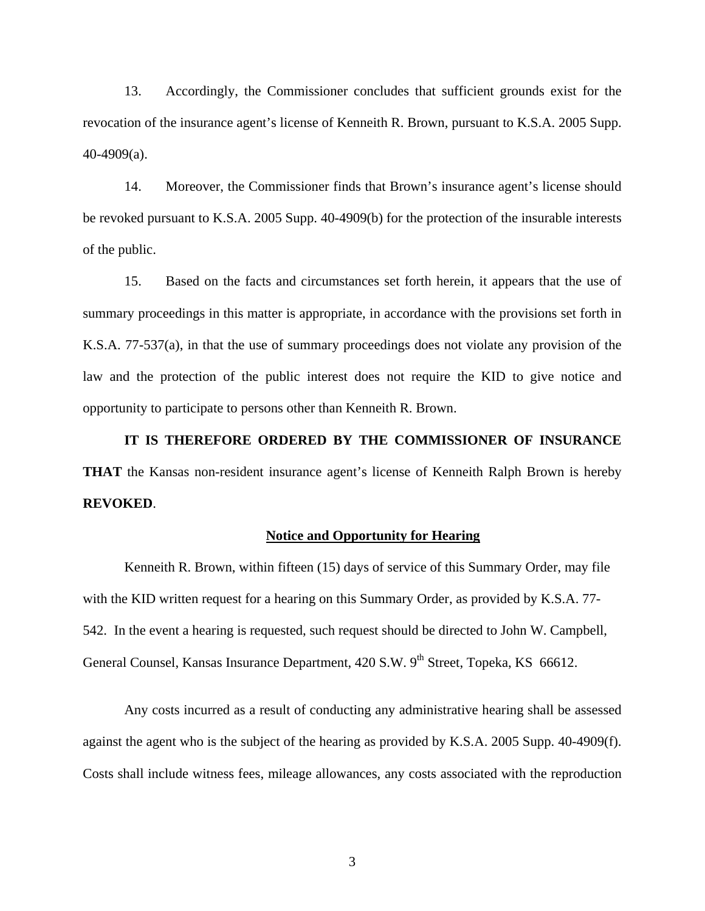13. Accordingly, the Commissioner concludes that sufficient grounds exist for the revocation of the insurance agent's license of Kenneith R. Brown, pursuant to K.S.A. 2005 Supp. 40-4909(a).

14. Moreover, the Commissioner finds that Brown's insurance agent's license should be revoked pursuant to K.S.A. 2005 Supp. 40-4909(b) for the protection of the insurable interests of the public.

15. Based on the facts and circumstances set forth herein, it appears that the use of summary proceedings in this matter is appropriate, in accordance with the provisions set forth in K.S.A. 77-537(a), in that the use of summary proceedings does not violate any provision of the law and the protection of the public interest does not require the KID to give notice and opportunity to participate to persons other than Kenneith R. Brown.

**IT IS THEREFORE ORDERED BY THE COMMISSIONER OF INSURANCE THAT** the Kansas non-resident insurance agent's license of Kenneith Ralph Brown is hereby **REVOKED**.

**Notice and Opportunity for Hearing**

Kenneith R. Brown, within fifteen (15) days of service of this Summary Order, may file with the KID written request for a hearing on this Summary Order, as provided by K.S.A. 77-542. In the event a hearing is requested, such request should be directed to John W. Campbell, General Counsel, Kansas Insurance Department, 420 S.W. 9th Street, Topeka, KS 66612.

Any costs incurred as a result of conducting any administrative hearing shall be assessed against the agent who is the subject of the hearing as provided by K.S.A. 2005 Supp. 40-4909(f). Costs shall include witness fees, mileage allowances, any costs associated with the reproduction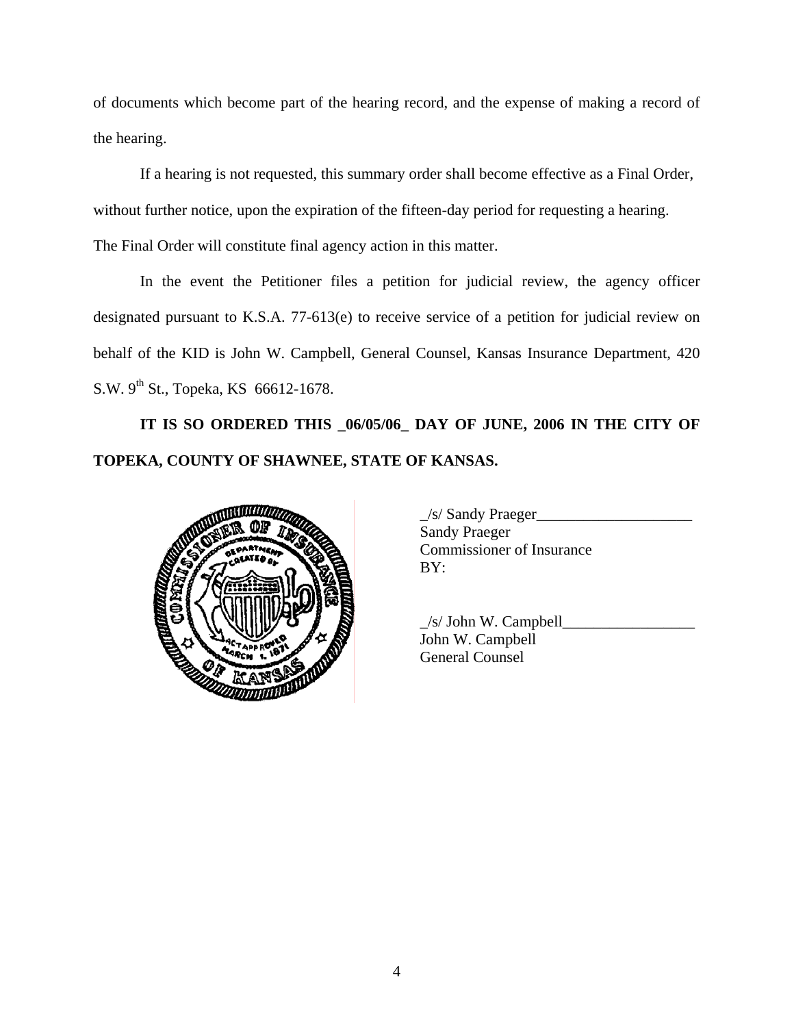of documents which become part of the hearing record, and the expense of making a record of the hearing.

If a hearing is not requested, this summary order shall become effective as a Final Order, without further notice, upon the expiration of the fifteen-day period for requesting a hearing. The Final Order will constitute final agency action in this matter.

In the event the Petitioner files a petition for judicial review, the agency officer designated pursuant to K.S.A. 77-613(e) to receive service of a petition for judicial review on behalf of the KID is John W. Campbell, General Counsel, Kansas Insurance Department, 420 S.W. 9th St., Topeka, KS 66612-1678.

**IT IS SO ORDERED THIS _06/05/06_ DAY OF JUNE, 2006 IN THE CITY OF TOPEKA, COUNTY OF SHAWNEE, STATE OF KANSAS.**

_/s/ Sandy Praeger____________________
Sandy Praeger
Commissioner of Insurance
BY:

_/s/ John W. Campbell_________________
John W. Campbell
General Counsel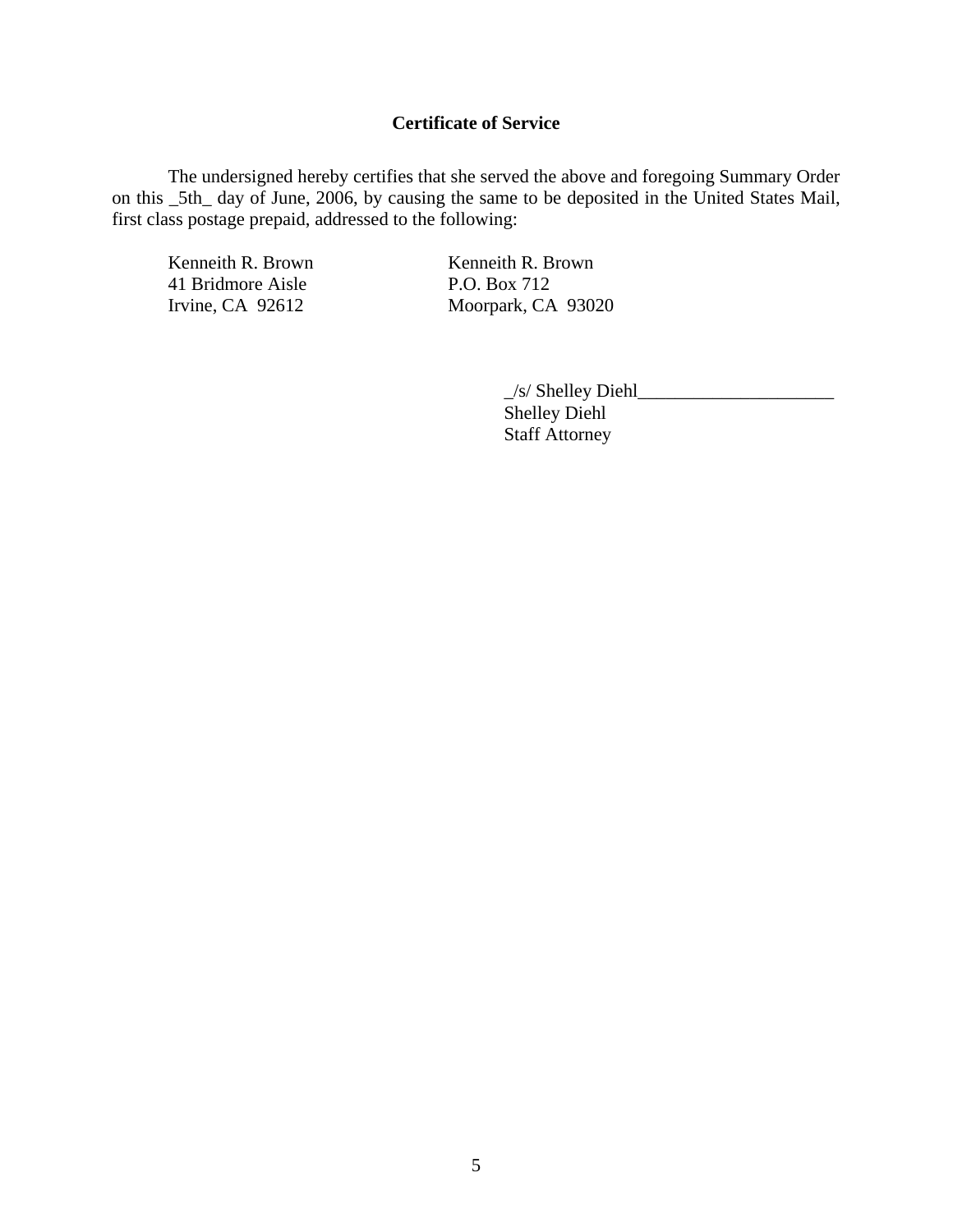**Certificate of Service**

The undersigned hereby certifies that she served the above and foregoing Summary Order on this _5th_ day of June, 2006, by causing the same to be deposited in the United States Mail, first class postage prepaid, addressed to the following:

Kenneith R. Brown
41 Bridmore Aisle
Irvine, CA 92612

Kenneith R. Brown
P.O. Box 712
Moorpark, CA 93020

_/s/ Shelley Diehl_____________________
Shelley Diehl
Staff Attorney